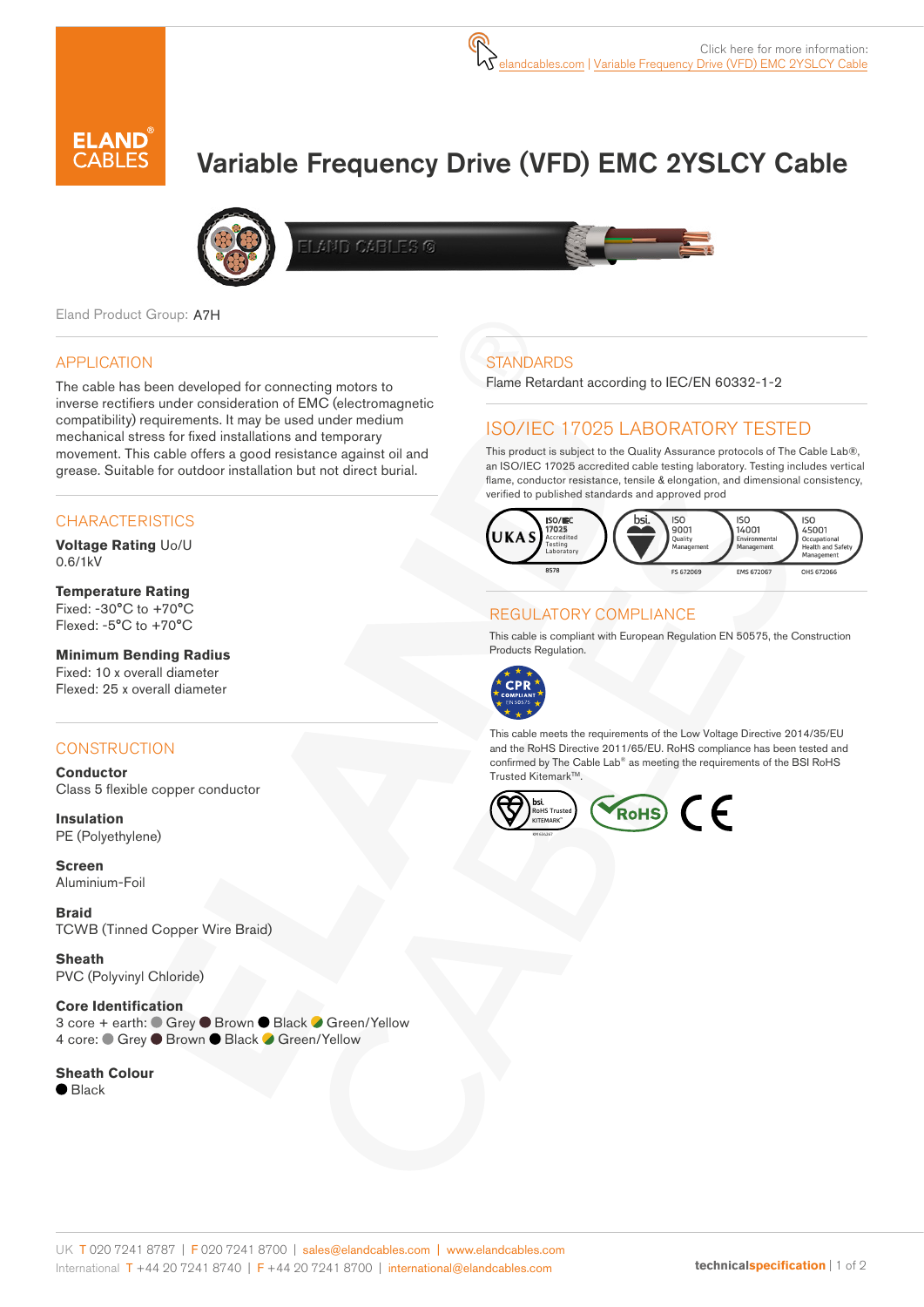Click here for more information: elandcables.com | Variable Frequency Drive (VFD) EMC 2YSLCY Cable

# Variable Frequency Drive (VFD) EMC 2YSLCY Cable

Eland Product Group: A7H

## APPLICATION

The cable has been developed for connecting motors to inverse rectifiers under consideration of EMC (electromagnetic compatibility) requirements. It may be used under medium mechanical stress for fixed installations and temporary movement. This cable offers a good resistance against oil and grease. Suitable for outdoor installation but not direct burial.

## CHARACTERISTICS

**Voltage Rating** Uo/U
0.6/1kV

**Temperature Rating**
Fixed: -30°C to +70°C
Flexed: -5°C to +70°C

**Minimum Bending Radius**
Fixed: 10 x overall diameter
Flexed: 25 x overall diameter

## CONSTRUCTION

**Conductor**
Class 5 flexible copper conductor

**Insulation**
PE (Polyethylene)

**Screen**
Aluminium-Foil

**Braid**
TCWB (Tinned Copper Wire Braid)

**Sheath**
PVC (Polyvinyl Chloride)

**Core Identification**
3 core + earth: Grey, Brown, Black, Green/Yellow
4 core: Grey, Brown, Black, Green/Yellow

**Sheath Colour**
Black

## STANDARDS

Flame Retardant according to IEC/EN 60332-1-2

## ISO/IEC 17025 LABORATORY TESTED

This product is subject to the Quality Assurance protocols of The Cable Lab®, an ISO/IEC 17025 accredited cable testing laboratory. Testing includes vertical flame, conductor resistance, tensile & elongation, and dimensional consistency, verified to published standards and approved prod

UKAS ISO/IEC 17025 Accredited Testing Laboratory 8578 | bsi. ISO 9001 Quality Management FS 672069 | ISO 14001 Environmental Management EMS 672067 | ISO 45001 Occupational Health and Safety Management OHS 672066

## REGULATORY COMPLIANCE

This cable is compliant with European Regulation EN 50575, the Construction Products Regulation.

This cable meets the requirements of the Low Voltage Directive 2014/35/EU and the RoHS Directive 2011/65/EU. RoHS compliance has been tested and confirmed by The Cable Lab® as meeting the requirements of the BSI RoHS Trusted Kitemark™.

UK T 020 7241 8787 | F 020 7241 8700 | sales@elandcables.com | www.elandcables.com
International T +44 20 7241 8740 | F +44 20 7241 8700 | international@elandcables.com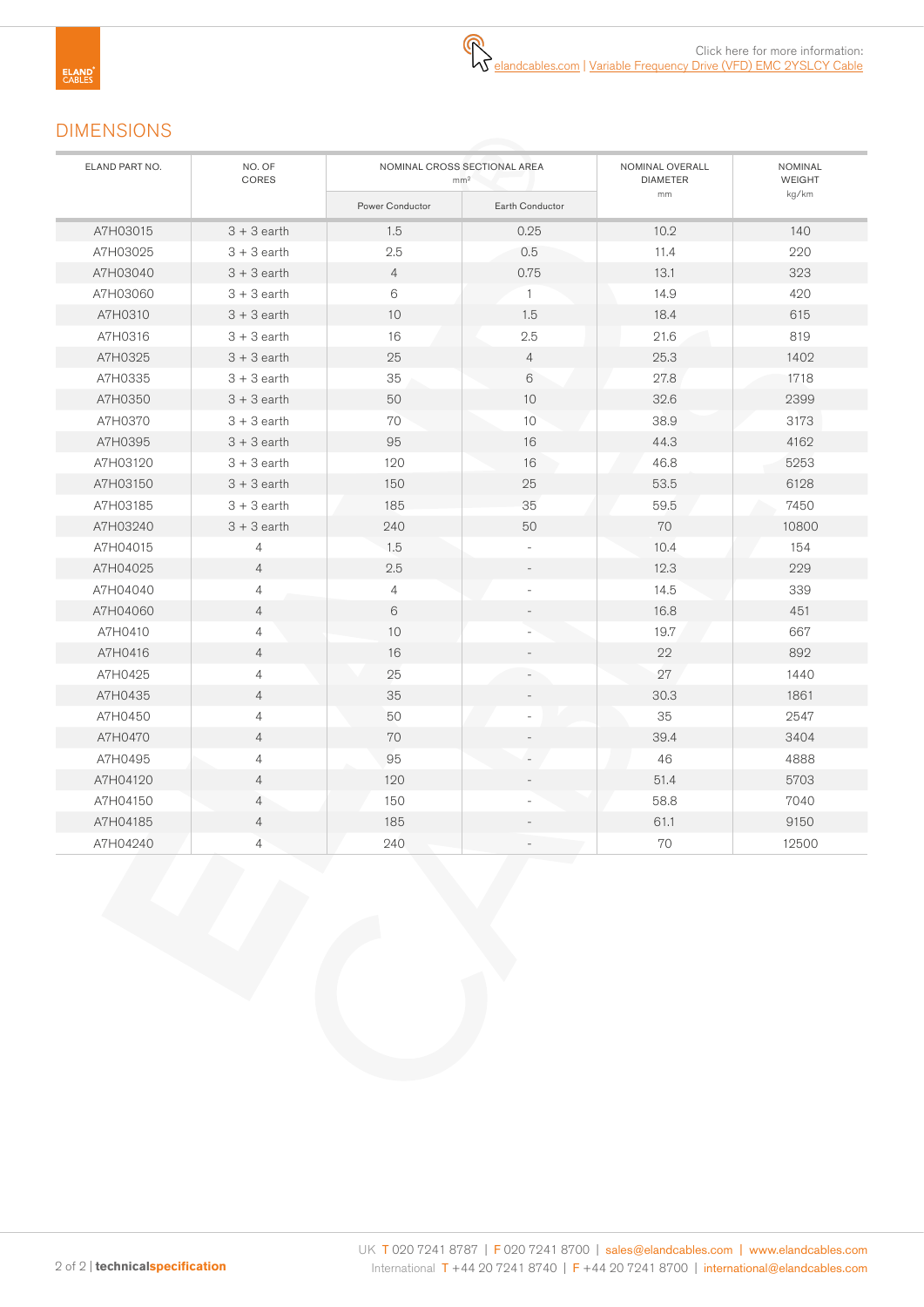Click here for more information:
elandcables.com | Variable Frequency Drive (VFD) EMC 2YSLCY Cable

## DIMENSIONS

| ELAND PART NO. | NO. OF CORES | NOMINAL CROSS SECTIONAL AREA mm² | | NOMINAL OVERALL DIAMETER mm | NOMINAL WEIGHT kg/km |
|---|---|---|---|---|---|
| | | Power Conductor | Earth Conductor | | |
| A7H03015 | 3 + 3 earth | 1.5 | 0.25 | 10.2 | 140 |
| A7H03025 | 3 + 3 earth | 2.5 | 0.5 | 11.4 | 220 |
| A7H03040 | 3 + 3 earth | 4 | 0.75 | 13.1 | 323 |
| A7H03060 | 3 + 3 earth | 6 | 1 | 14.9 | 420 |
| A7H0310 | 3 + 3 earth | 10 | 1.5 | 18.4 | 615 |
| A7H0316 | 3 + 3 earth | 16 | 2.5 | 21.6 | 819 |
| A7H0325 | 3 + 3 earth | 25 | 4 | 25.3 | 1402 |
| A7H0335 | 3 + 3 earth | 35 | 6 | 27.8 | 1718 |
| A7H0350 | 3 + 3 earth | 50 | 10 | 32.6 | 2399 |
| A7H0370 | 3 + 3 earth | 70 | 10 | 38.9 | 3173 |
| A7H0395 | 3 + 3 earth | 95 | 16 | 44.3 | 4162 |
| A7H03120 | 3 + 3 earth | 120 | 16 | 46.8 | 5253 |
| A7H03150 | 3 + 3 earth | 150 | 25 | 53.5 | 6128 |
| A7H03185 | 3 + 3 earth | 185 | 35 | 59.5 | 7450 |
| A7H03240 | 3 + 3 earth | 240 | 50 | 70 | 10800 |
| A7H04015 | 4 | 1.5 | - | 10.4 | 154 |
| A7H04025 | 4 | 2.5 | - | 12.3 | 229 |
| A7H04040 | 4 | 4 | - | 14.5 | 339 |
| A7H04060 | 4 | 6 | - | 16.8 | 451 |
| A7H0410 | 4 | 10 | - | 19.7 | 667 |
| A7H0416 | 4 | 16 | - | 22 | 892 |
| A7H0425 | 4 | 25 | - | 27 | 1440 |
| A7H0435 | 4 | 35 | - | 30.3 | 1861 |
| A7H0450 | 4 | 50 | - | 35 | 2547 |
| A7H0470 | 4 | 70 | - | 39.4 | 3404 |
| A7H0495 | 4 | 95 | - | 46 | 4888 |
| A7H04120 | 4 | 120 | - | 51.4 | 5703 |
| A7H04150 | 4 | 150 | - | 58.8 | 7040 |
| A7H04185 | 4 | 185 | - | 61.1 | 9150 |
| A7H04240 | 4 | 240 | - | 70 | 12500 |

UK T 020 7241 8787 | F 020 7241 8700 | sales@elandcables.com | www.elandcables.com
International T +44 20 7241 8740 | F +44 20 7241 8700 | international@elandcables.com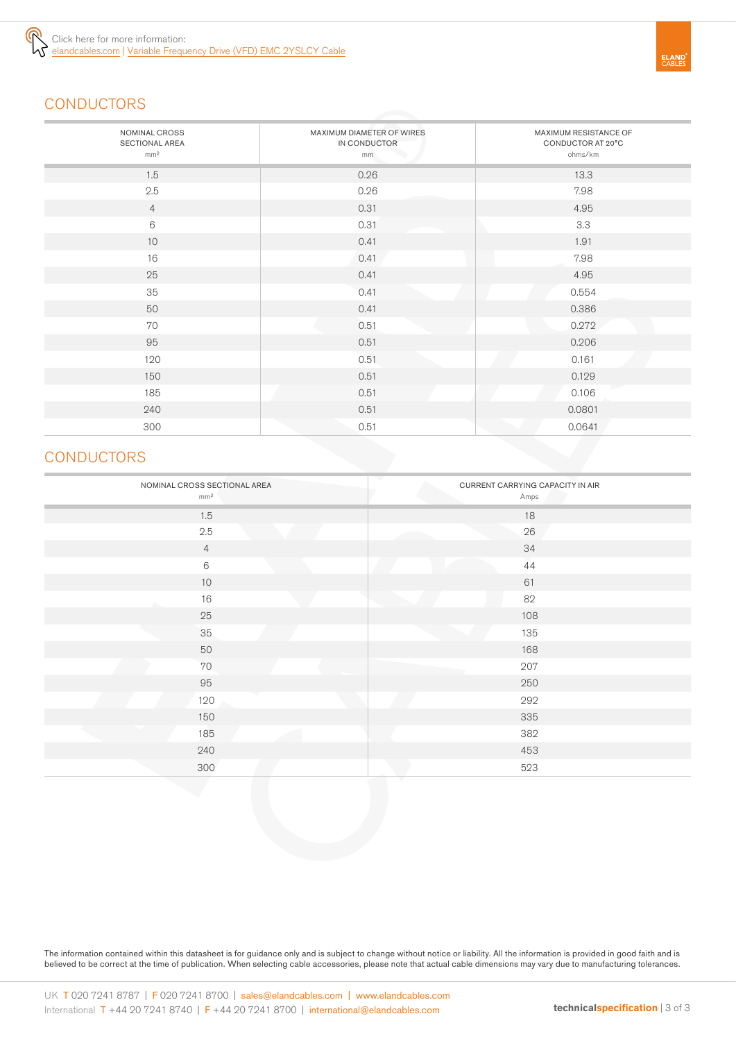Click here for more information:
elandcables.com | Variable Frequency Drive (VFD) EMC 2YSLCY Cable

## CONDUCTORS

| NOMINAL CROSS SECTIONAL AREA mm² | MAXIMUM DIAMETER OF WIRES IN CONDUCTOR mm | MAXIMUM RESISTANCE OF CONDUCTOR AT 20°C ohms/km |
|---|---|---|
| 1.5 | 0.26 | 13.3 |
| 2.5 | 0.26 | 7.98 |
| 4 | 0.31 | 4.95 |
| 6 | 0.31 | 3.3 |
| 10 | 0.41 | 1.91 |
| 16 | 0.41 | 7.98 |
| 25 | 0.41 | 4.95 |
| 35 | 0.41 | 0.554 |
| 50 | 0.41 | 0.386 |
| 70 | 0.51 | 0.272 |
| 95 | 0.51 | 0.206 |
| 120 | 0.51 | 0.161 |
| 150 | 0.51 | 0.129 |
| 185 | 0.51 | 0.106 |
| 240 | 0.51 | 0.0801 |
| 300 | 0.51 | 0.0641 |

## CONDUCTORS

| NOMINAL CROSS SECTIONAL AREA mm² | CURRENT CARRYING CAPACITY IN AIR Amps |
|---|---|
| 1.5 | 18 |
| 2.5 | 26 |
| 4 | 34 |
| 6 | 44 |
| 10 | 61 |
| 16 | 82 |
| 25 | 108 |
| 35 | 135 |
| 50 | 168 |
| 70 | 207 |
| 95 | 250 |
| 120 | 292 |
| 150 | 335 |
| 185 | 382 |
| 240 | 453 |
| 300 | 523 |

The information contained within this datasheet is for guidance only and is subject to change without notice or liability. All the information is provided in good faith and is believed to be correct at the time of publication. When selecting cable accessories, please note that actual cable dimensions may vary due to manufacturing tolerances.

UK T 020 7241 8787 | F 020 7241 8700 | sales@elandcables.com | www.elandcables.com
International T +44 20 7241 8740 | F +44 20 7241 8700 | international@elandcables.com